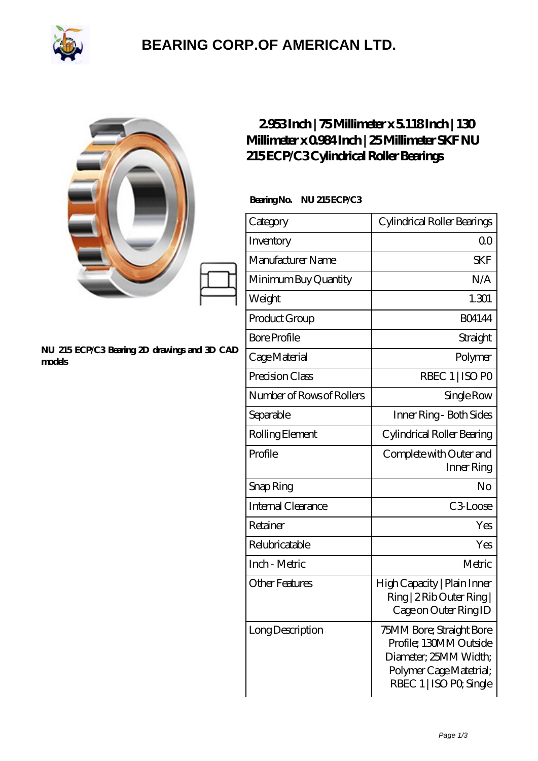# BEARING CORP.OF AMERICAN LTD.

## 2.953 Inch | 75 Millimeter x 5.118 Inch | 130 Millimeter x 0.984 Inch | 25 Millimeter SKF NU 215 ECP/C3 Cylindrical Roller Bearings

NU 215 ECP/C3 Bearing 2D drawings and 3D CAD models

**Bearing No.** NU 215 ECP/C3

| Category | Cylindrical Roller Bearings |
|---|---|
| Inventory | 0.0 |
| Manufacturer Name | SKF |
| Minimum Buy Quantity | N/A |
| Weight | 1.301 |
| Product Group | B04144 |
| Bore Profile | Straight |
| Cage Material | Polymer |
| Precision Class | RBEC 1 \| ISO P0 |
| Number of Rows of Rollers | Single Row |
| Separable | Inner Ring - Both Sides |
| Rolling Element | Cylindrical Roller Bearing |
| Profile | Complete with Outer and Inner Ring |
| Snap Ring | No |
| Internal Clearance | C3-Loose |
| Retainer | Yes |
| Relubricatable | Yes |
| Inch - Metric | Metric |
| Other Features | High Capacity \| Plain Inner Ring \| 2 Rib Outer Ring \| Cage on Outer Ring ID |
| Long Description | 75MM Bore; Straight Bore Profile; 130MM Outside Diameter; 25MM Width; Polymer Cage Matetrial; RBEC 1 \| ISO P0; Single |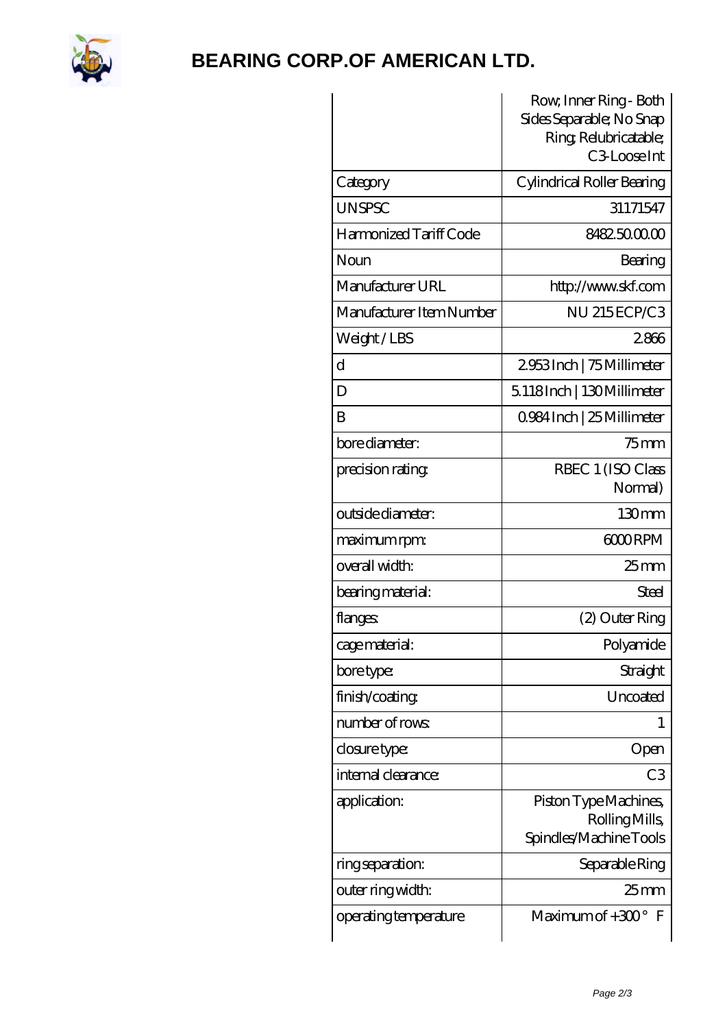# BEARING CORP.OF AMERICAN LTD.

| | Row; Inner Ring - Both Sides Separable; No Snap Ring; Relubricatable; C3-Loose Int |
|---|---|
| Category | Cylindrical Roller Bearing |
| UNSPSC | 31171547 |
| Harmonized Tariff Code | 8482.50.00.00 |
| Noun | Bearing |
| Manufacturer URL | http://www.skf.com |
| Manufacturer Item Number | NU 215 ECP/C3 |
| Weight / LBS | 2.866 |
| d | 2.953 Inch \| 75 Millimeter |
| D | 5.118 Inch \| 130 Millimeter |
| B | 0.984 Inch \| 25 Millimeter |
| bore diameter: | 75 mm |
| precision rating: | RBEC 1 (ISO Class Normal) |
| outside diameter: | 130 mm |
| maximum rpm: | 6000 RPM |
| overall width: | 25 mm |
| bearing material: | Steel |
| flanges: | (2) Outer Ring |
| cage material: | Polyamide |
| bore type: | Straight |
| finish/coating: | Uncoated |
| number of rows: | 1 |
| closure type: | Open |
| internal clearance: | C3 |
| application: | Piston Type Machines, Rolling Mills, Spindles/Machine Tools |
| ring separation: | Separable Ring |
| outer ring width: | 25 mm |
| operating temperature | Maximum of +300 ° F |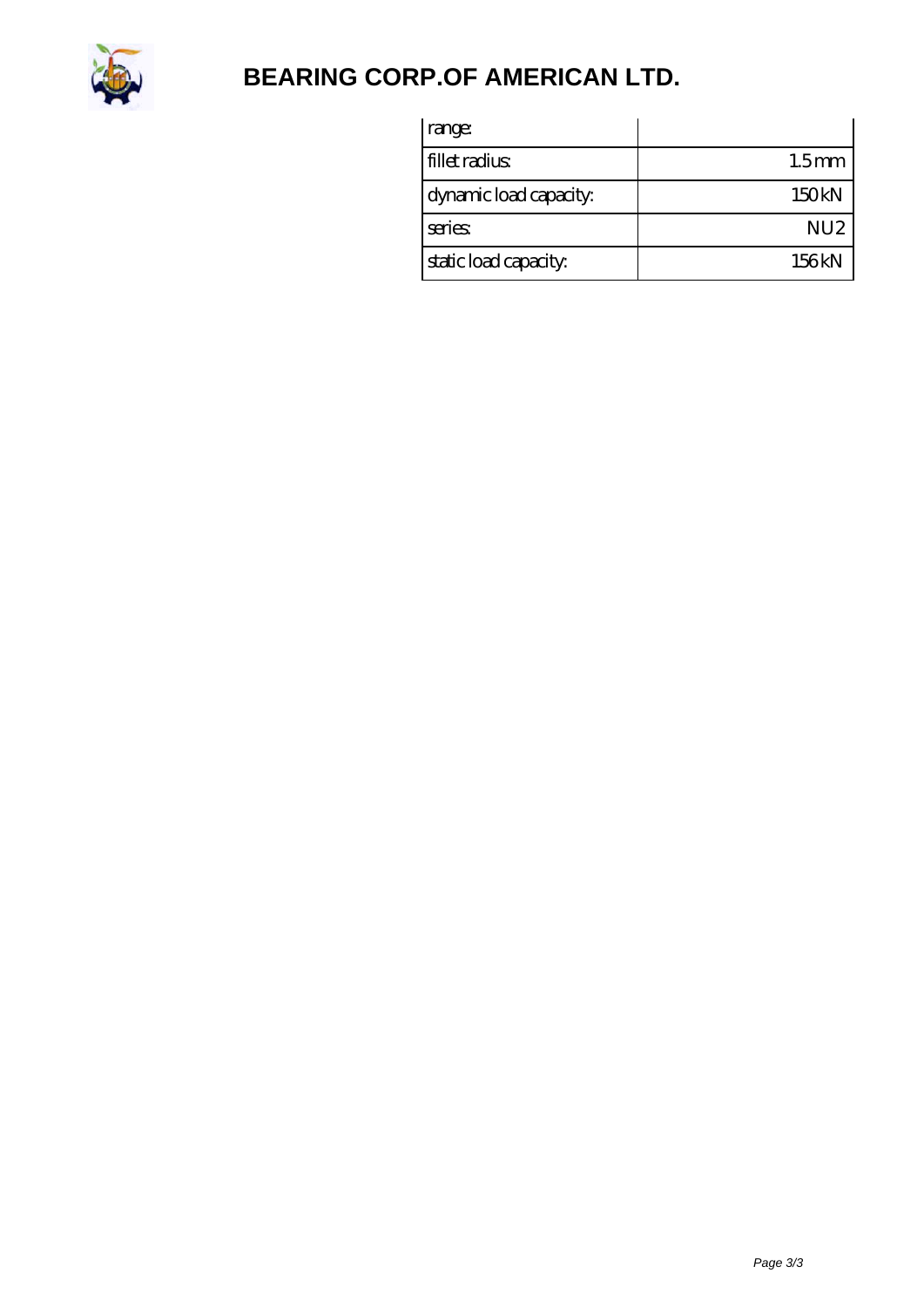| | |
|---|---|
| range: | |
| fillet radius: | 1.5 mm |
| dynamic load capacity: | 150 kN |
| series: | NU2 |
| static load capacity: | 156 kN |